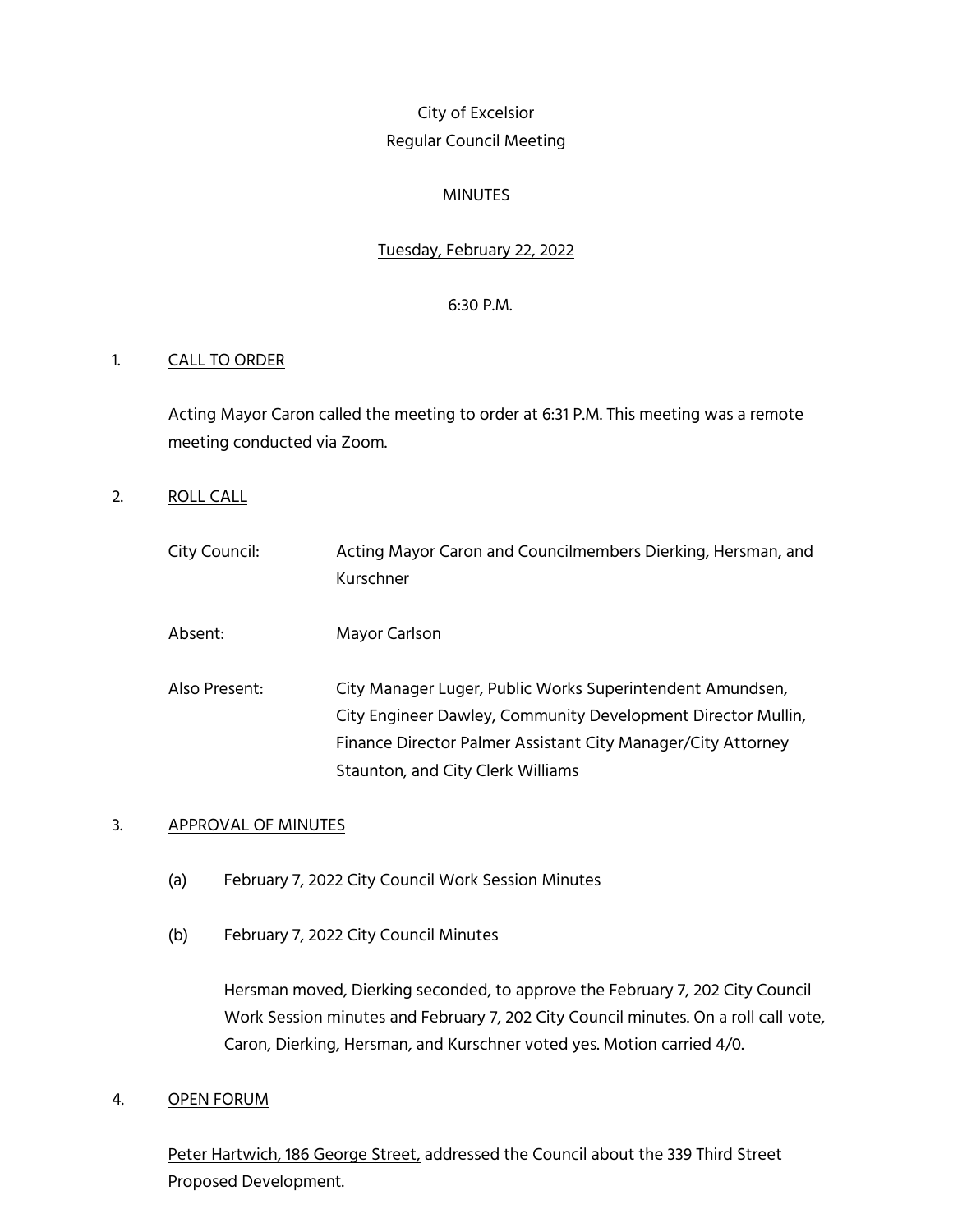City of Excelsior

Regular Council Meeting

MINUTES

Tuesday, February 22, 2022

6:30 P.M.

1. CALL TO ORDER

   Acting Mayor Caron called the meeting to order at 6:31 P.M. This meeting was a remote meeting conducted via Zoom.

2. ROLL CALL

   City Council: Acting Mayor Caron and Councilmembers Dierking, Hersman, and Kurschner

   Absent: Mayor Carlson

   Also Present: City Manager Luger, Public Works Superintendent Amundsen, City Engineer Dawley, Community Development Director Mullin, Finance Director Palmer Assistant City Manager/City Attorney Staunton, and City Clerk Williams

3. APPROVAL OF MINUTES

   (a) February 7, 2022 City Council Work Session Minutes

   (b) February 7, 2022 City Council Minutes

   Hersman moved, Dierking seconded, to approve the February 7, 202 City Council Work Session minutes and February 7, 202 City Council minutes. On a roll call vote, Caron, Dierking, Hersman, and Kurschner voted yes. Motion carried 4/0.

4. OPEN FORUM

   Peter Hartwich, 186 George Street, addressed the Council about the 339 Third Street Proposed Development.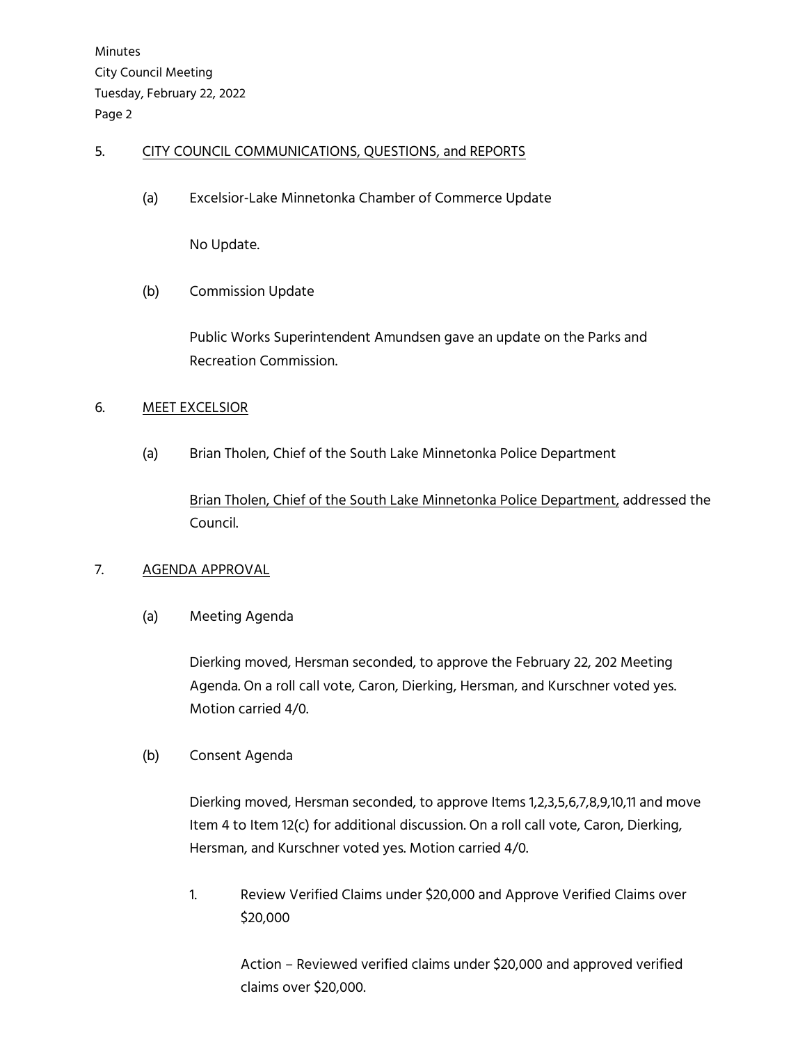5. CITY COUNCIL COMMUNICATIONS, QUESTIONS, and REPORTS

    (a) Excelsior-Lake Minnetonka Chamber of Commerce Update

        No Update.

    (b) Commission Update

        Public Works Superintendent Amundsen gave an update on the Parks and Recreation Commission.

6. MEET EXCELSIOR

    (a) Brian Tholen, Chief of the South Lake Minnetonka Police Department

        Brian Tholen, Chief of the South Lake Minnetonka Police Department, addressed the Council.

7. AGENDA APPROVAL

    (a) Meeting Agenda

        Dierking moved, Hersman seconded, to approve the February 22, 202 Meeting Agenda. On a roll call vote, Caron, Dierking, Hersman, and Kurschner voted yes. Motion carried 4/0.

    (b) Consent Agenda

        Dierking moved, Hersman seconded, to approve Items 1,2,3,5,6,7,8,9,10,11 and move Item 4 to Item 12(c) for additional discussion. On a roll call vote, Caron, Dierking, Hersman, and Kurschner voted yes. Motion carried 4/0.

        1. Review Verified Claims under $20,000 and Approve Verified Claims over $20,000

            Action – Reviewed verified claims under $20,000 and approved verified claims over $20,000.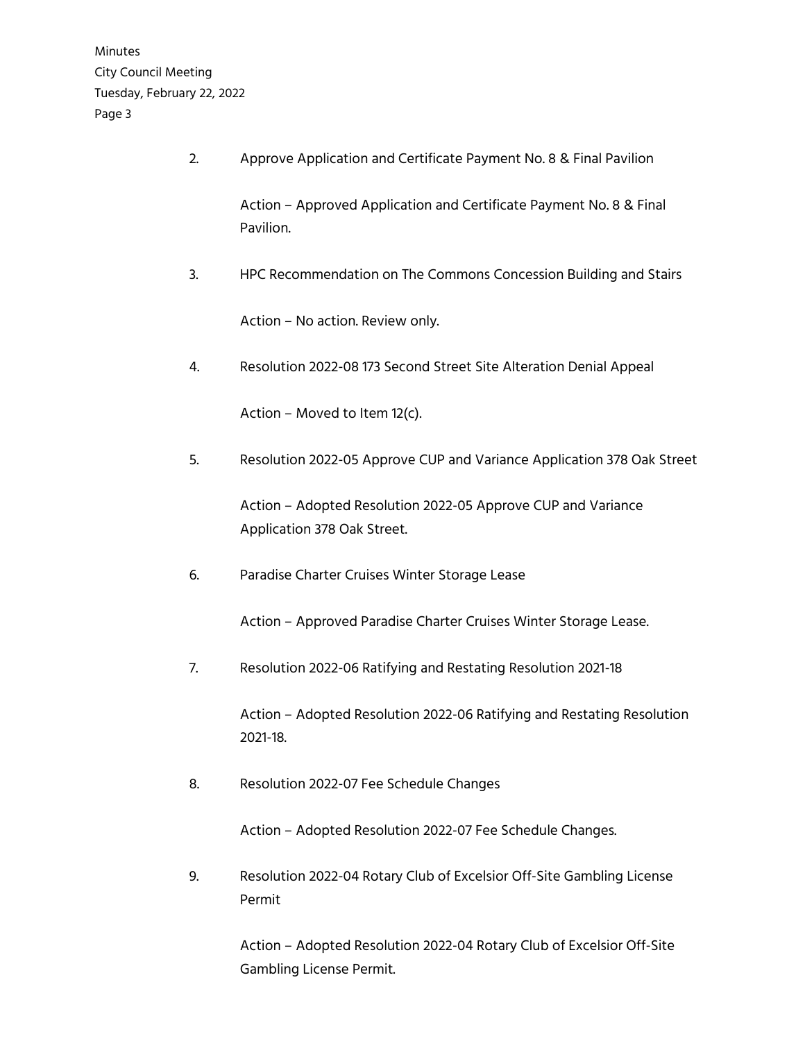2. Approve Application and Certificate Payment No. 8 & Final Pavilion

   Action – Approved Application and Certificate Payment No. 8 & Final Pavilion.

3. HPC Recommendation on The Commons Concession Building and Stairs

   Action – No action. Review only.

4. Resolution 2022-08 173 Second Street Site Alteration Denial Appeal

   Action – Moved to Item 12(c).

5. Resolution 2022-05 Approve CUP and Variance Application 378 Oak Street

   Action – Adopted Resolution 2022-05 Approve CUP and Variance Application 378 Oak Street.

6. Paradise Charter Cruises Winter Storage Lease

   Action – Approved Paradise Charter Cruises Winter Storage Lease.

7. Resolution 2022-06 Ratifying and Restating Resolution 2021-18

   Action – Adopted Resolution 2022-06 Ratifying and Restating Resolution 2021-18.

8. Resolution 2022-07 Fee Schedule Changes

   Action – Adopted Resolution 2022-07 Fee Schedule Changes.

9. Resolution 2022-04 Rotary Club of Excelsior Off-Site Gambling License Permit

   Action – Adopted Resolution 2022-04 Rotary Club of Excelsior Off-Site Gambling License Permit.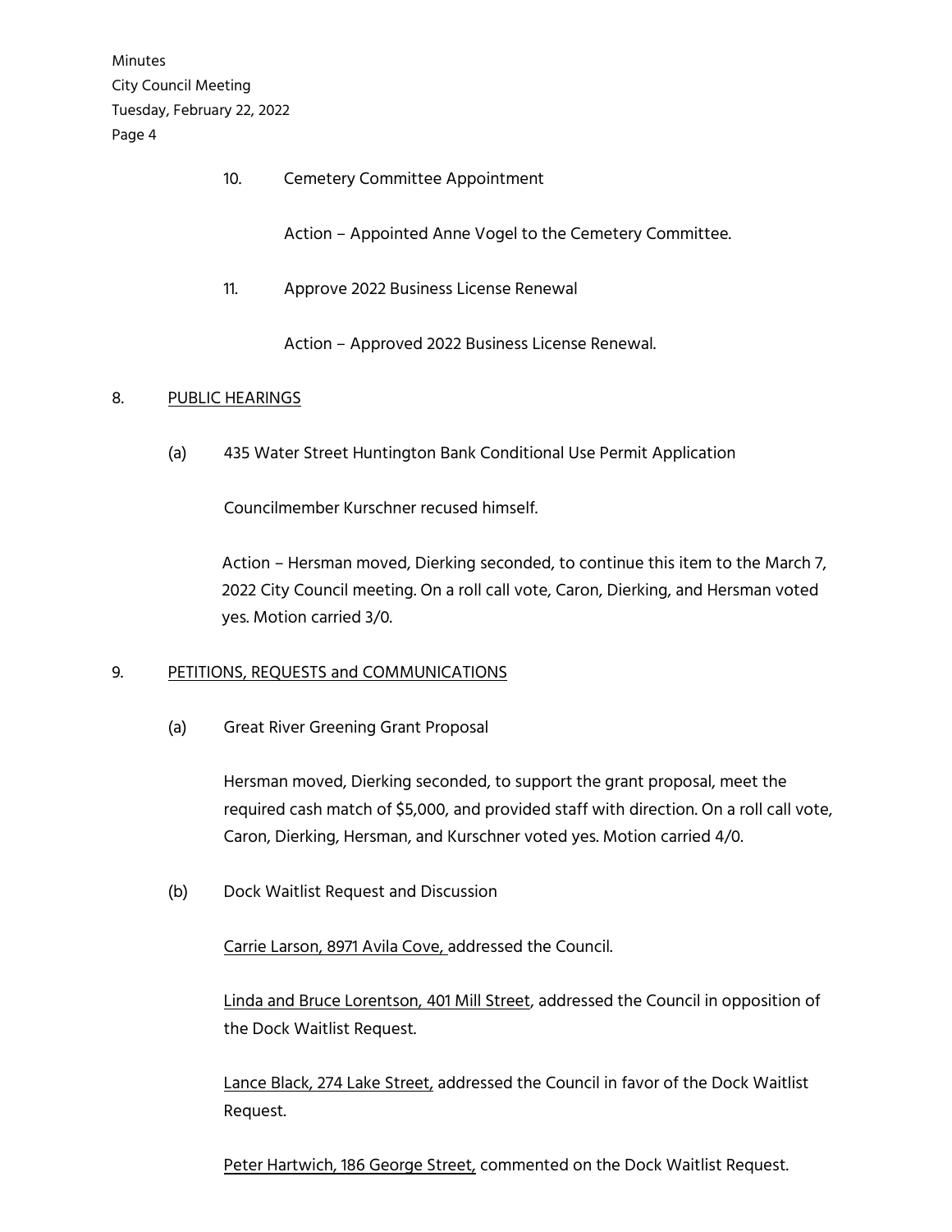10. Cemetery Committee Appointment

    Action – Appointed Anne Vogel to the Cemetery Committee.

11. Approve 2022 Business License Renewal

    Action – Approved 2022 Business License Renewal.

8. PUBLIC HEARINGS

(a) 435 Water Street Huntington Bank Conditional Use Permit Application

Councilmember Kurschner recused himself.

Action – Hersman moved, Dierking seconded, to continue this item to the March 7, 2022 City Council meeting. On a roll call vote, Caron, Dierking, and Hersman voted yes. Motion carried 3/0.

9. PETITIONS, REQUESTS and COMMUNICATIONS

(a) Great River Greening Grant Proposal

Hersman moved, Dierking seconded, to support the grant proposal, meet the required cash match of $5,000, and provided staff with direction. On a roll call vote, Caron, Dierking, Hersman, and Kurschner voted yes. Motion carried 4/0.

(b) Dock Waitlist Request and Discussion

Carrie Larson, 8971 Avila Cove, addressed the Council.

Linda and Bruce Lorentson, 401 Mill Street, addressed the Council in opposition of the Dock Waitlist Request.

Lance Black, 274 Lake Street, addressed the Council in favor of the Dock Waitlist Request.

Peter Hartwich, 186 George Street, commented on the Dock Waitlist Request.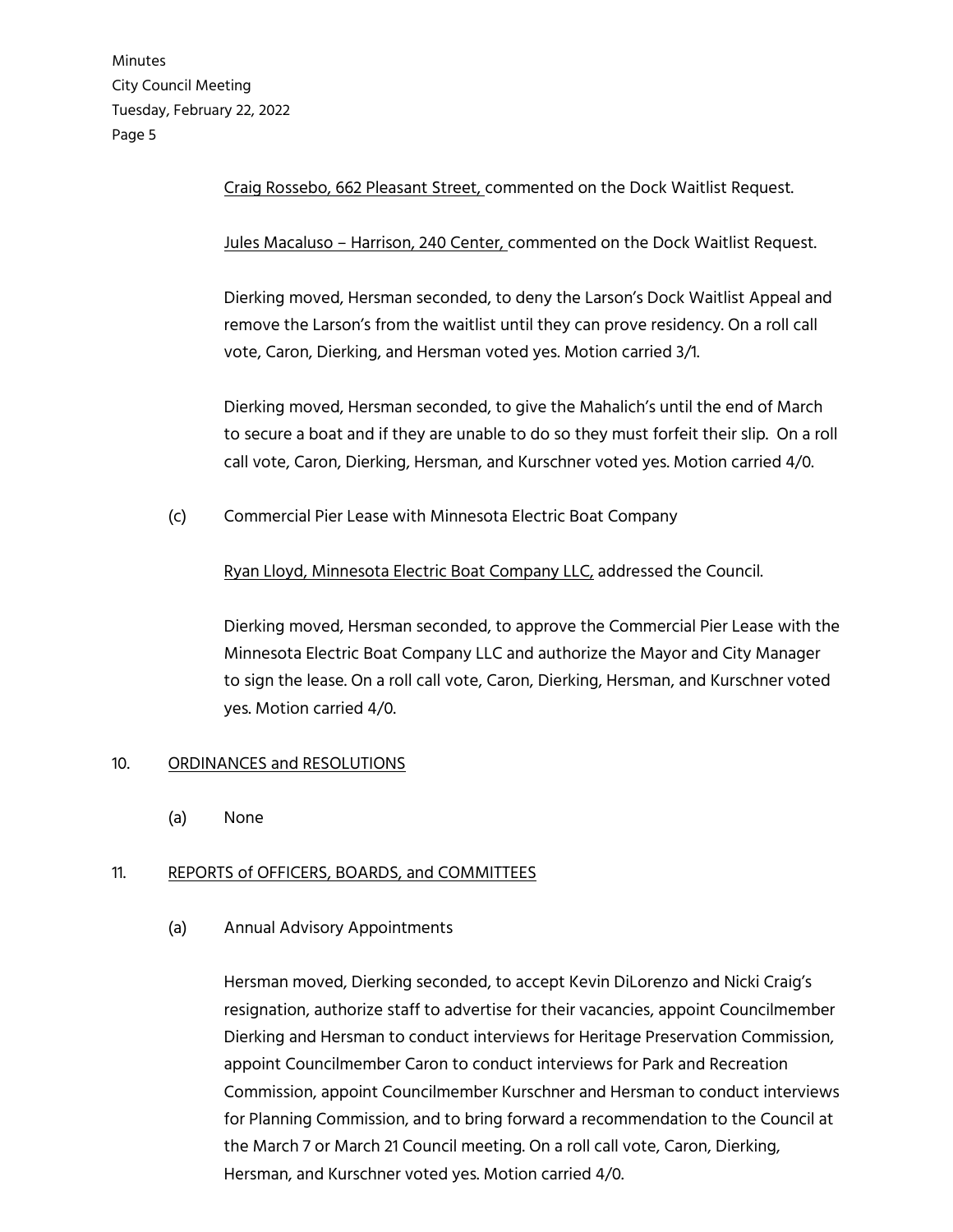Craig Rossebo, 662 Pleasant Street, commented on the Dock Waitlist Request.

Jules Macaluso – Harrison, 240 Center, commented on the Dock Waitlist Request.

Dierking moved, Hersman seconded, to deny the Larson's Dock Waitlist Appeal and remove the Larson's from the waitlist until they can prove residency. On a roll call vote, Caron, Dierking, and Hersman voted yes. Motion carried 3/1.

Dierking moved, Hersman seconded, to give the Mahalich's until the end of March to secure a boat and if they are unable to do so they must forfeit their slip. On a roll call vote, Caron, Dierking, Hersman, and Kurschner voted yes. Motion carried 4/0.

(c) Commercial Pier Lease with Minnesota Electric Boat Company

Ryan Lloyd, Minnesota Electric Boat Company LLC, addressed the Council.

Dierking moved, Hersman seconded, to approve the Commercial Pier Lease with the Minnesota Electric Boat Company LLC and authorize the Mayor and City Manager to sign the lease. On a roll call vote, Caron, Dierking, Hersman, and Kurschner voted yes. Motion carried 4/0.

10. ORDINANCES and RESOLUTIONS

(a) None

11. REPORTS of OFFICERS, BOARDS, and COMMITTEES

(a) Annual Advisory Appointments

Hersman moved, Dierking seconded, to accept Kevin DiLorenzo and Nicki Craig's resignation, authorize staff to advertise for their vacancies, appoint Councilmember Dierking and Hersman to conduct interviews for Heritage Preservation Commission, appoint Councilmember Caron to conduct interviews for Park and Recreation Commission, appoint Councilmember Kurschner and Hersman to conduct interviews for Planning Commission, and to bring forward a recommendation to the Council at the March 7 or March 21 Council meeting. On a roll call vote, Caron, Dierking, Hersman, and Kurschner voted yes. Motion carried 4/0.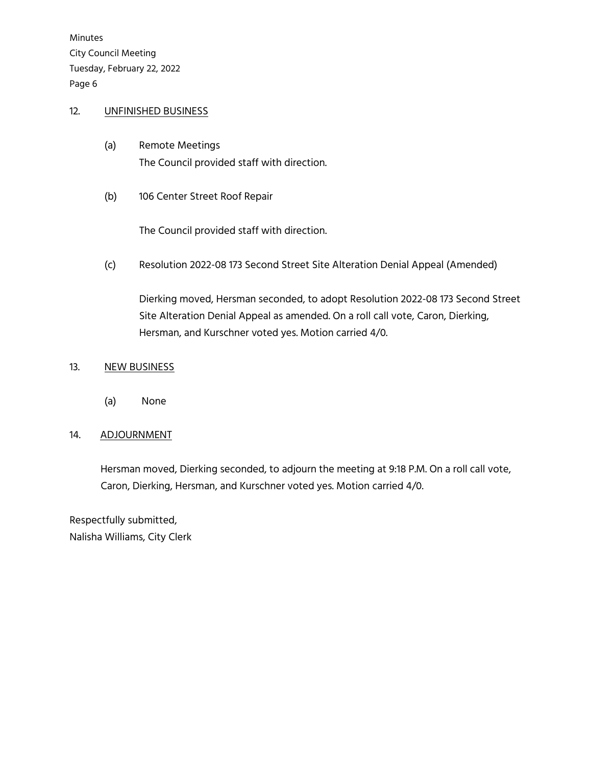12. UNFINISHED BUSINESS

(a) Remote Meetings
The Council provided staff with direction.

(b) 106 Center Street Roof Repair

The Council provided staff with direction.

(c) Resolution 2022-08 173 Second Street Site Alteration Denial Appeal (Amended)

Dierking moved, Hersman seconded, to adopt Resolution 2022-08 173 Second Street Site Alteration Denial Appeal as amended. On a roll call vote, Caron, Dierking, Hersman, and Kurschner voted yes. Motion carried 4/0.

13. NEW BUSINESS

(a) None

14. ADJOURNMENT

Hersman moved, Dierking seconded, to adjourn the meeting at 9:18 P.M. On a roll call vote, Caron, Dierking, Hersman, and Kurschner voted yes. Motion carried 4/0.

Respectfully submitted,
Nalisha Williams, City Clerk